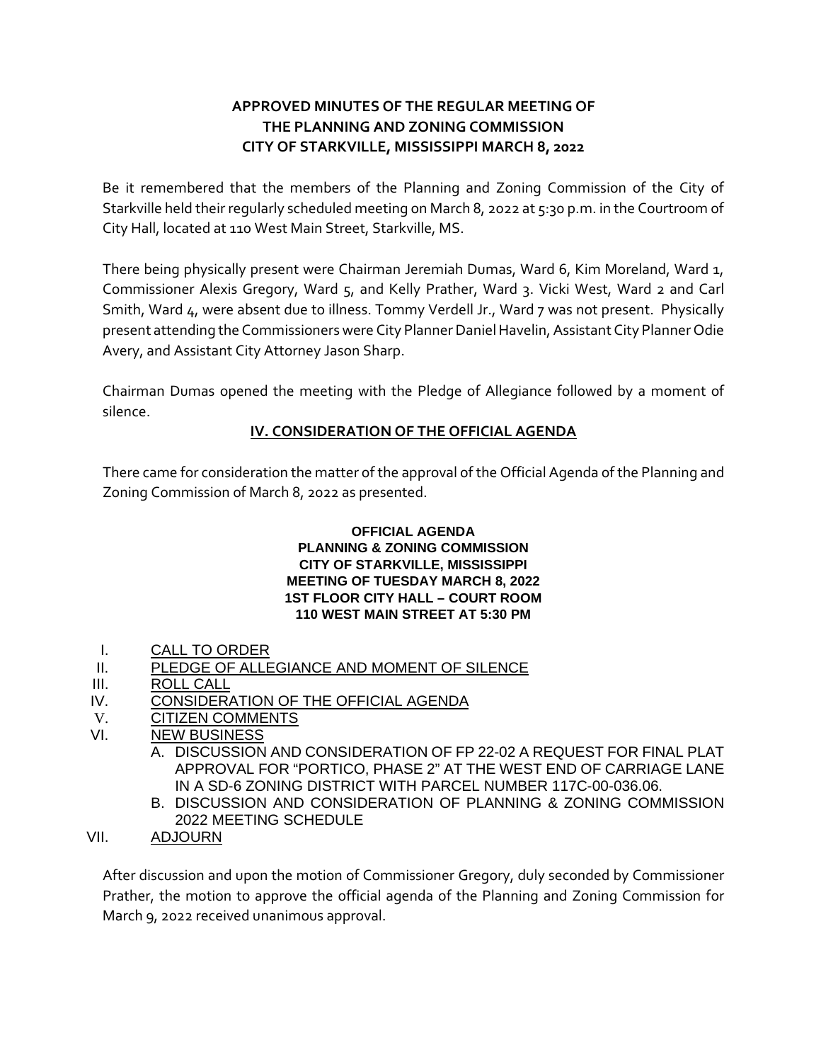# APPROVED MINUTES OF THE REGULAR MEETING OF THE PLANNING AND ZONING COMMISSION CITY OF STARKVILLE, MISSISSIPPI MARCH 8, 2022

Be it remembered that the members of the Planning and Zoning Commission of the City of Starkville held their regularly scheduled meeting on March 8, 2022 at 5:30 p.m. in the Courtroom of City Hall, located at 110 West Main Street, Starkville, MS.

There being physically present were Chairman Jeremiah Dumas, Ward 6, Kim Moreland, Ward 1, Commissioner Alexis Gregory, Ward 5, and Kelly Prather, Ward 3. Vicki West, Ward 2 and Carl Smith, Ward 4, were absent due to illness. Tommy Verdell Jr., Ward 7 was not present. Physically present attending the Commissioners were City Planner Daniel Havelin, Assistant City Planner Odie Avery, and Assistant City Attorney Jason Sharp.

Chairman Dumas opened the meeting with the Pledge of Allegiance followed by a moment of silence.

## IV. CONSIDERATION OF THE OFFICIAL AGENDA

There came for consideration the matter of the approval of the Official Agenda of the Planning and Zoning Commission of March 8, 2022 as presented.

**OFFICIAL AGENDA**
**PLANNING & ZONING COMMISSION**
**CITY OF STARKVILLE, MISSISSIPPI**
**MEETING OF TUESDAY MARCH 8, 2022**
**1ST FLOOR CITY HALL – COURT ROOM**
**110 WEST MAIN STREET AT 5:30 PM**

I. CALL TO ORDER
II. PLEDGE OF ALLEGIANCE AND MOMENT OF SILENCE
III. ROLL CALL
IV. CONSIDERATION OF THE OFFICIAL AGENDA
V. CITIZEN COMMENTS
VI. NEW BUSINESS
   A. DISCUSSION AND CONSIDERATION OF FP 22-02 A REQUEST FOR FINAL PLAT APPROVAL FOR "PORTICO, PHASE 2" AT THE WEST END OF CARRIAGE LANE IN A SD-6 ZONING DISTRICT WITH PARCEL NUMBER 117C-00-036.06.
   B. DISCUSSION AND CONSIDERATION OF PLANNING & ZONING COMMISSION 2022 MEETING SCHEDULE
VII. ADJOURN

After discussion and upon the motion of Commissioner Gregory, duly seconded by Commissioner Prather, the motion to approve the official agenda of the Planning and Zoning Commission for March 9, 2022 received unanimous approval.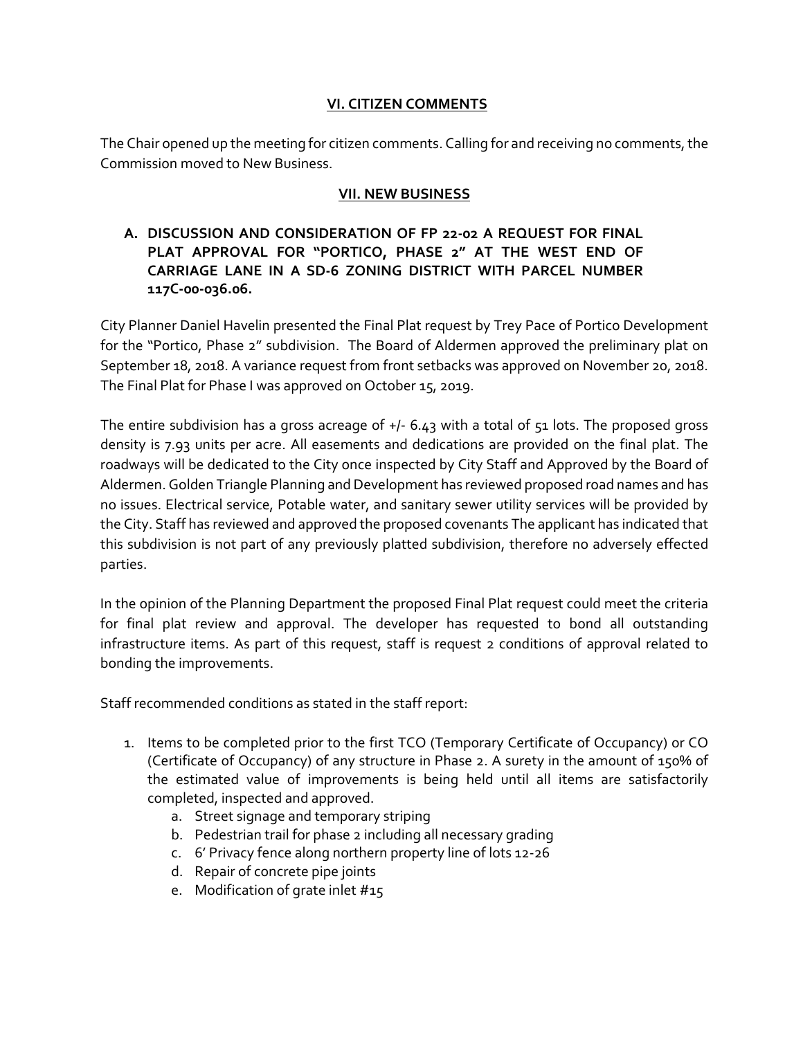## VI. CITIZEN COMMENTS

The Chair opened up the meeting for citizen comments. Calling for and receiving no comments, the Commission moved to New Business.

## VII. NEW BUSINESS

### A. DISCUSSION AND CONSIDERATION OF FP 22-02 A REQUEST FOR FINAL PLAT APPROVAL FOR "PORTICO, PHASE 2" AT THE WEST END OF CARRIAGE LANE IN A SD-6 ZONING DISTRICT WITH PARCEL NUMBER 117C-00-036.06.

City Planner Daniel Havelin presented the Final Plat request by Trey Pace of Portico Development for the "Portico, Phase 2" subdivision. The Board of Aldermen approved the preliminary plat on September 18, 2018. A variance request from front setbacks was approved on November 20, 2018. The Final Plat for Phase I was approved on October 15, 2019.

The entire subdivision has a gross acreage of +/- 6.43 with a total of 51 lots. The proposed gross density is 7.93 units per acre. All easements and dedications are provided on the final plat. The roadways will be dedicated to the City once inspected by City Staff and Approved by the Board of Aldermen. Golden Triangle Planning and Development has reviewed proposed road names and has no issues. Electrical service, Potable water, and sanitary sewer utility services will be provided by the City. Staff has reviewed and approved the proposed covenants The applicant has indicated that this subdivision is not part of any previously platted subdivision, therefore no adversely effected parties.

In the opinion of the Planning Department the proposed Final Plat request could meet the criteria for final plat review and approval. The developer has requested to bond all outstanding infrastructure items. As part of this request, staff is request 2 conditions of approval related to bonding the improvements.

Staff recommended conditions as stated in the staff report:

1. Items to be completed prior to the first TCO (Temporary Certificate of Occupancy) or CO (Certificate of Occupancy) of any structure in Phase 2. A surety in the amount of 150% of the estimated value of improvements is being held until all items are satisfactorily completed, inspected and approved.
    a. Street signage and temporary striping
    b. Pedestrian trail for phase 2 including all necessary grading
    c. 6' Privacy fence along northern property line of lots 12-26
    d. Repair of concrete pipe joints
    e. Modification of grate inlet #15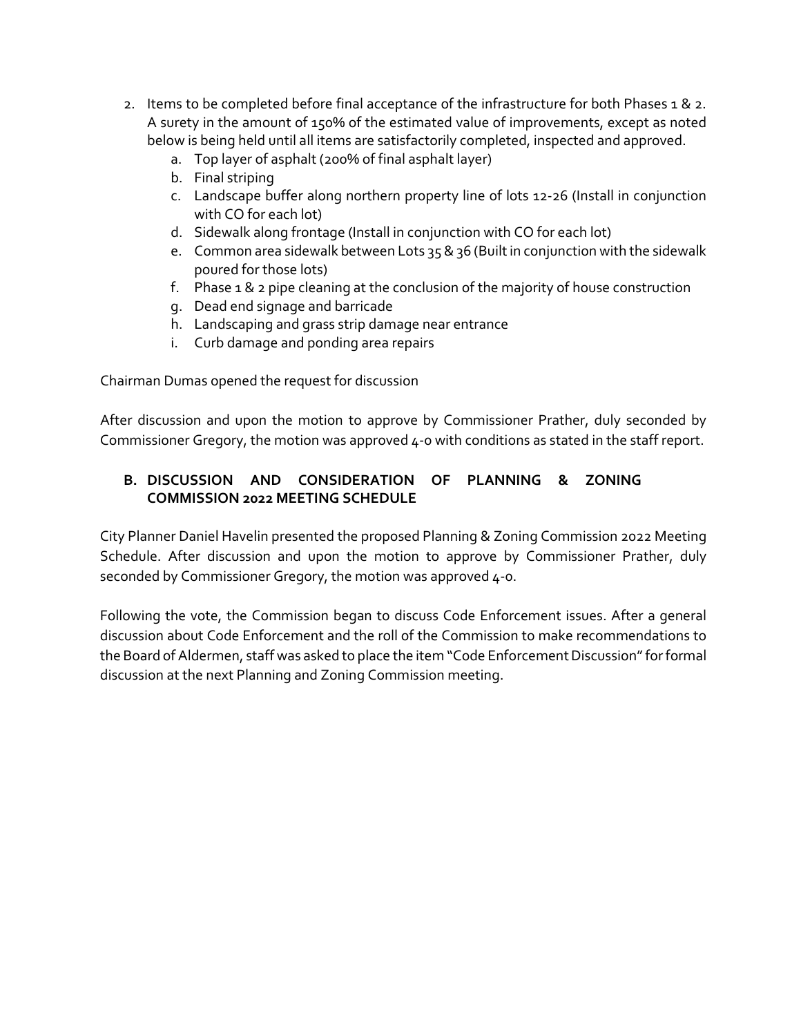2. Items to be completed before final acceptance of the infrastructure for both Phases 1 & 2. A surety in the amount of 150% of the estimated value of improvements, except as noted below is being held until all items are satisfactorily completed, inspected and approved.
    a. Top layer of asphalt (200% of final asphalt layer)
    b. Final striping
    c. Landscape buffer along northern property line of lots 12-26 (Install in conjunction with CO for each lot)
    d. Sidewalk along frontage (Install in conjunction with CO for each lot)
    e. Common area sidewalk between Lots 35 & 36 (Built in conjunction with the sidewalk poured for those lots)
    f. Phase 1 & 2 pipe cleaning at the conclusion of the majority of house construction
    g. Dead end signage and barricade
    h. Landscaping and grass strip damage near entrance
    i. Curb damage and ponding area repairs

Chairman Dumas opened the request for discussion

After discussion and upon the motion to approve by Commissioner Prather, duly seconded by Commissioner Gregory, the motion was approved 4-0 with conditions as stated in the staff report.

**B. DISCUSSION AND CONSIDERATION OF PLANNING & ZONING COMMISSION 2022 MEETING SCHEDULE**

City Planner Daniel Havelin presented the proposed Planning & Zoning Commission 2022 Meeting Schedule. After discussion and upon the motion to approve by Commissioner Prather, duly seconded by Commissioner Gregory, the motion was approved 4-0.

Following the vote, the Commission began to discuss Code Enforcement issues. After a general discussion about Code Enforcement and the roll of the Commission to make recommendations to the Board of Aldermen, staff was asked to place the item "Code Enforcement Discussion" for formal discussion at the next Planning and Zoning Commission meeting.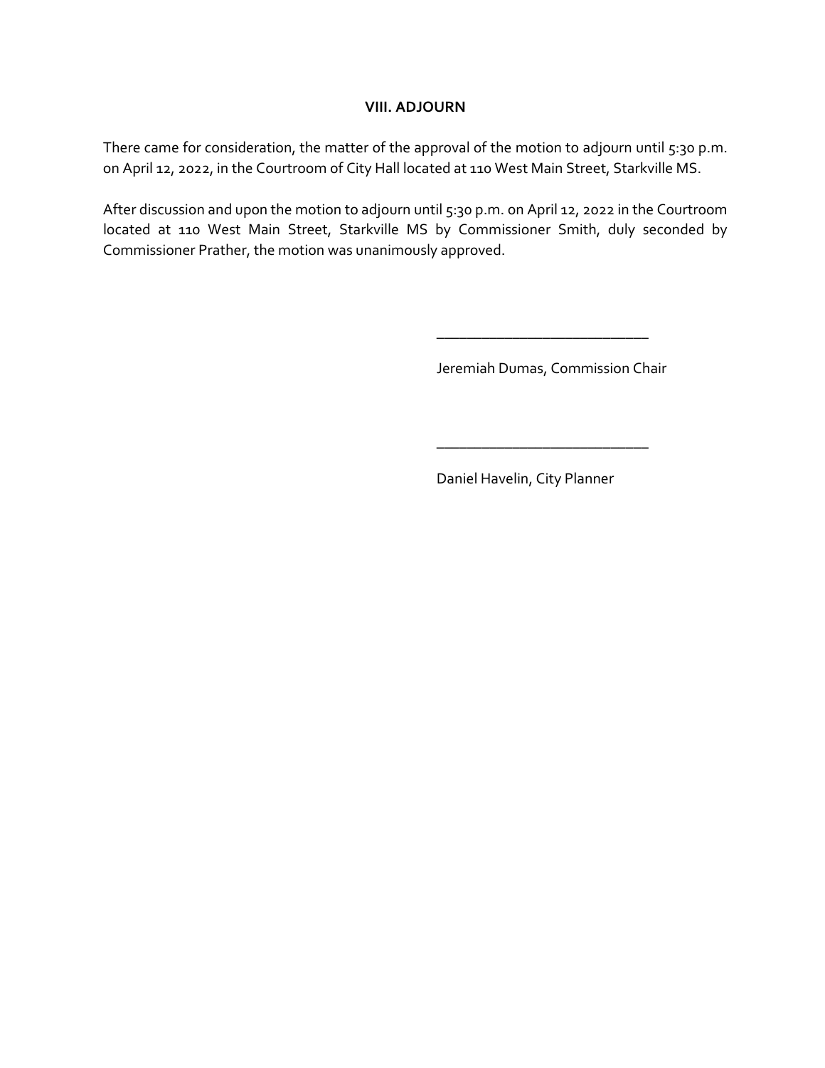### VIII. ADJOURN

There came for consideration, the matter of the approval of the motion to adjourn until 5:30 p.m. on April 12, 2022, in the Courtroom of City Hall located at 110 West Main Street, Starkville MS.

After discussion and upon the motion to adjourn until 5:30 p.m. on April 12, 2022 in the Courtroom located at 110 West Main Street, Starkville MS by Commissioner Smith, duly seconded by Commissioner Prather, the motion was unanimously approved.

____________________________

Jeremiah Dumas, Commission Chair

____________________________

Daniel Havelin, City Planner